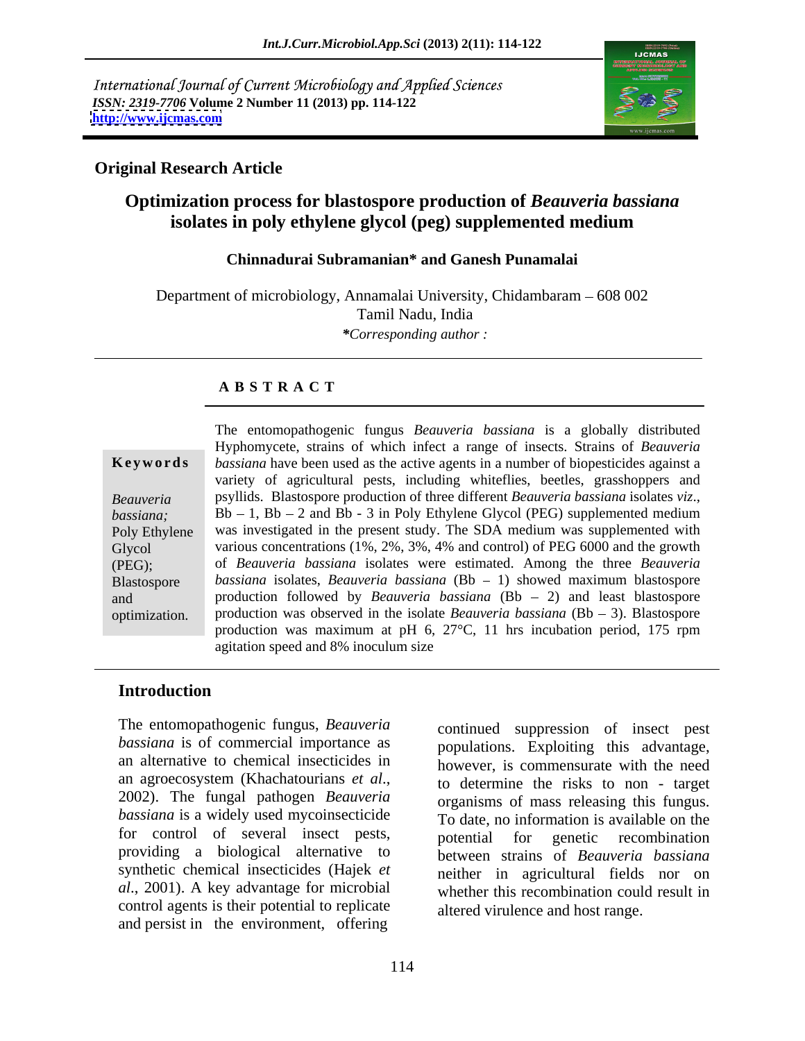International Journal of Current Microbiology and Applied Sciences
*ISSN: 2319-7706* **Volume 2 Number 11 (2013) pp. 114-122**
**http://www.ijcmas.com**

**Original Research Article**

# Optimization process for blastospore production of *Beauveria bassiana* isolates in poly ethylene glycol (peg) supplemented medium

**Chinnadurai Subramanian\* and Ganesh Punamalai**

Department of microbiology, Annamalai University, Chidambaram – 608 002
Tamil Nadu, India

*\*Corresponding author :*

## A B S T R A C T

**Keywords**

*Beauveria bassiana;* Poly Ethylene Glycol (PEG); Blastospore and optimization.

The entomopathogenic fungus *Beauveria bassiana* is a globally distributed Hyphomycete, strains of which infect a range of insects. Strains of *Beauveria bassiana* have been used as the active agents in a number of biopesticides against a variety of agricultural pests, including whiteflies, beetles, grasshoppers and psyllids. Blastospore production of three different *Beauveria bassiana* isolates *viz*., Bb – 1, Bb – 2 and Bb - 3 in Poly Ethylene Glycol (PEG) supplemented medium was investigated in the present study. The SDA medium was supplemented with various concentrations (1%, 2%, 3%, 4% and control) of PEG 6000 and the growth of *Beauveria bassiana* isolates were estimated. Among the three *Beauveria bassiana* isolates, *Beauveria bassiana* (Bb – 1) showed maximum blastospore production followed by *Beauveria bassiana* (Bb – 2) and least blastospore production was observed in the isolate *Beauveria bassiana* (Bb – 3). Blastospore production was maximum at pH 6, 27°C, 11 hrs incubation period, 175 rpm agitation speed and 8% inoculum size

## Introduction

The entomopathogenic fungus, *Beauveria bassiana* is of commercial importance as an alternative to chemical insecticides in an agroecosystem (Khachatourians *et al*., 2002). The fungal pathogen *Beauveria bassiana* is a widely used mycoinsecticide for control of several insect pests, providing a biological alternative to synthetic chemical insecticides (Hajek *et al*., 2001). A key advantage for microbial control agents is their potential to replicate and persist in the environment, offering continued suppression of insect pest populations. Exploiting this advantage, however, is commensurate with the need to determine the risks to non - target organisms of mass releasing this fungus. To date, no information is available on the potential for genetic recombination between strains of *Beauveria bassiana* neither in agricultural fields nor on whether this recombination could result in altered virulence and host range.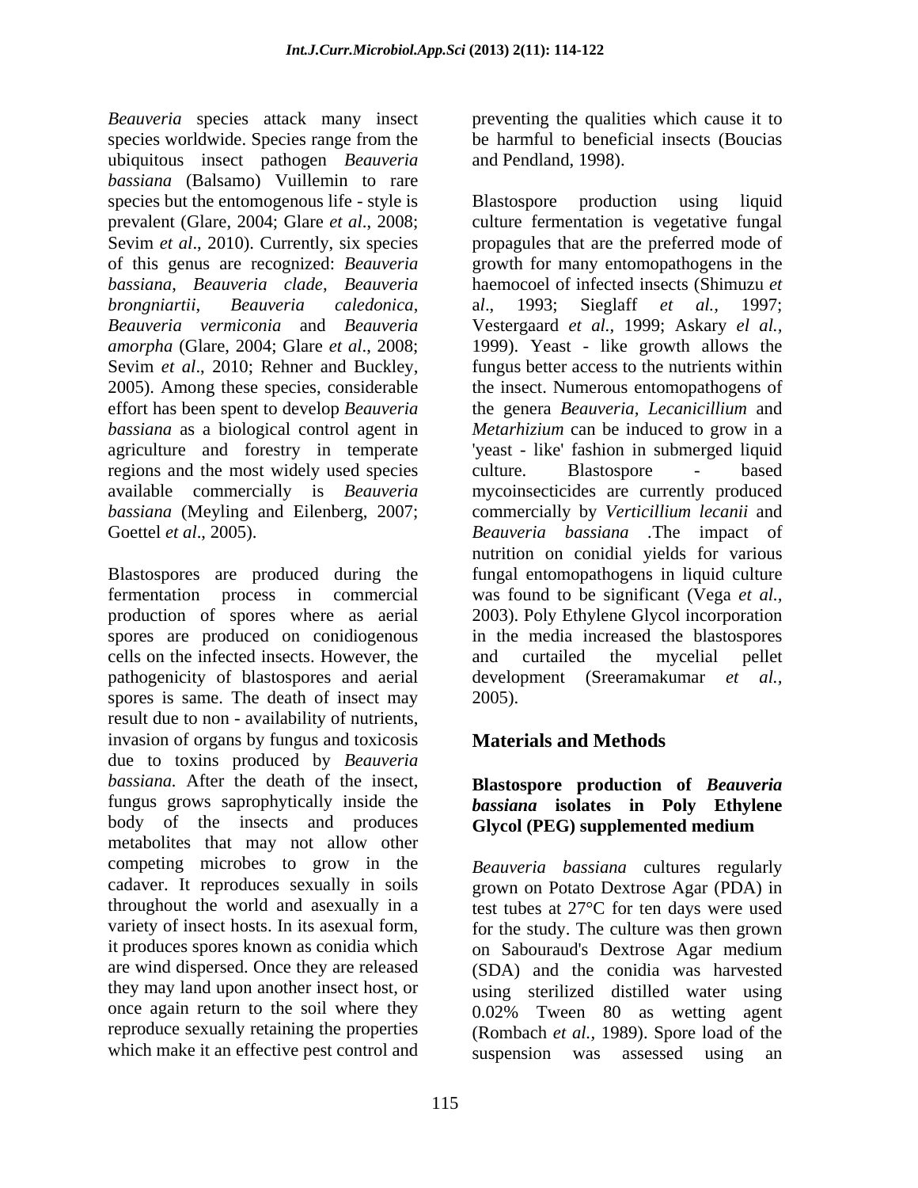*Beauveria* species attack many insect species worldwide. Species range from the ubiquitous insect pathogen *Beauveria bassiana* (Balsamo) Vuillemin to rare species but the entomogenous life - style is prevalent (Glare, 2004; Glare *et al*., 2008; Sevim *et al*., 2010). Currently, six species of this genus are recognized: *Beauveria bassiana*, *Beauveria clade*, *Beauveria brongniartii*, *Beauveria caledonica*, *Beauveria vermiconia* and *Beauveria amorpha* (Glare, 2004; Glare *et al*., 2008; Sevim *et al*., 2010; Rehner and Buckley, 2005). Among these species, considerable effort has been spent to develop *Beauveria bassiana* as a biological control agent in agriculture and forestry in temperate regions and the most widely used species available commercially is *Beauveria bassiana* (Meyling and Eilenberg, 2007; Goettel *et al*., 2005).

Blastospores are produced during the fermentation process in commercial production of spores where as aerial spores are produced on conidiogenous cells on the infected insects. However, the pathogenicity of blastospores and aerial spores is same. The death of insect may result due to non - availability of nutrients, invasion of organs by fungus and toxicosis due to toxins produced by *Beauveria bassiana.* After the death of the insect, fungus grows saprophytically inside the body of the insects and produces metabolites that may not allow other competing microbes to grow in the cadaver. It reproduces sexually in soils throughout the world and asexually in a variety of insect hosts. In its asexual form, it produces spores known as conidia which are wind dispersed. Once they are released they may land upon another insect host, or once again return to the soil where they reproduce sexually retaining the properties which make it an effective pest control and preventing the qualities which cause it to be harmful to beneficial insects (Boucias and Pendland, 1998).

Blastospore production using liquid culture fermentation is vegetative fungal propagules that are the preferred mode of growth for many entomopathogens in the haemocoel of infected insects (Shimuzu *et al*., 1993; Sieglaff *et al.,* 1997; Vestergaard *et al*., 1999; Askary *el al.*, 1999). Yeast - like growth allows the fungus better access to the nutrients within the insect. Numerous entomopathogens of the genera *Beauveria, Lecanicillium* and *Metarhizium* can be induced to grow in a 'yeast - like' fashion in submerged liquid culture. Blastospore - based mycoinsecticides are currently produced commercially by *Verticillium lecanii* and *Beauveria bassiana* .The impact of nutrition on conidial yields for various fungal entomopathogens in liquid culture was found to be significant (Vega *et al.,* 2003). Poly Ethylene Glycol incorporation in the media increased the blastospores and curtailed the mycelial pellet development (Sreeramakumar *et al.*, 2005).

## Materials and Methods

### Blastospore production of *Beauveria bassiana* isolates in Poly Ethylene Glycol (PEG) supplemented medium

*Beauveria bassiana* cultures regularly grown on Potato Dextrose Agar (PDA) in test tubes at 27°C for ten days were used for the study. The culture was then grown on Sabouraud's Dextrose Agar medium (SDA) and the conidia was harvested using sterilized distilled water using 0.02% Tween 80 as wetting agent (Rombach *et al.,* 1989). Spore load of the suspension was assessed using an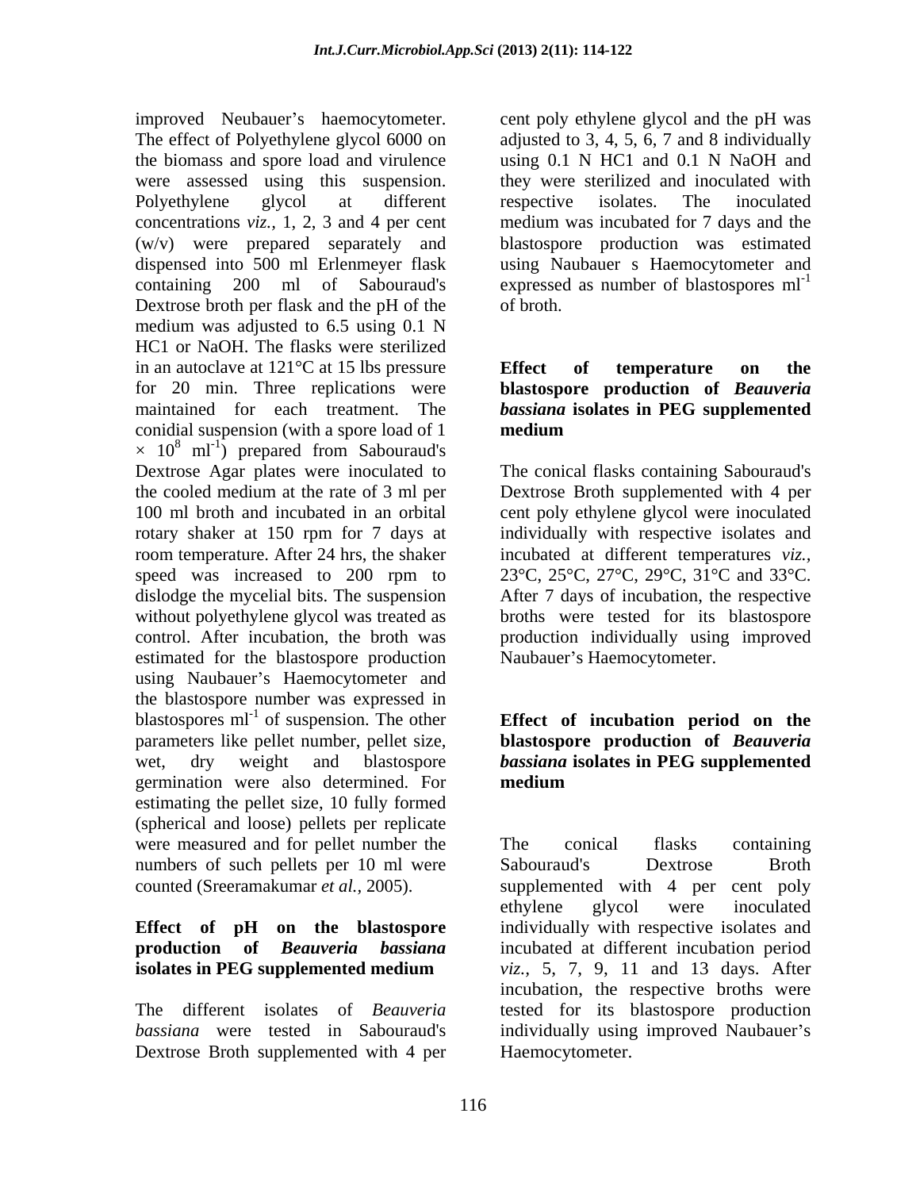improved Neubauer's haemocytometer. The effect of Polyethylene glycol 6000 on the biomass and spore load and virulence were assessed using this suspension. Polyethylene glycol at different concentrations *viz.,* 1, 2, 3 and 4 per cent (w/v) were prepared separately and dispensed into 500 ml Erlenmeyer flask containing 200 ml of Sabouraud's Dextrose broth per flask and the pH of the medium was adjusted to 6.5 using 0.1 N HC1 or NaOH. The flasks were sterilized in an autoclave at 121°C at 15 lbs pressure for 20 min. Three replications were maintained for each treatment. The conidial suspension (with a spore load of 1 $\times$ $10^8$ $ml^{-1}$) prepared from Sabouraud's Dextrose Agar plates were inoculated to the cooled medium at the rate of 3 ml per 100 ml broth and incubated in an orbital rotary shaker at 150 rpm for 7 days at room temperature. After 24 hrs, the shaker speed was increased to 200 rpm to dislodge the mycelial bits. The suspension without polyethylene glycol was treated as control. After incubation, the broth was estimated for the blastospore production using Naubauer's Haemocytometer and the blastospore number was expressed in blastospores $ml^{-1}$ of suspension. The other parameters like pellet number, pellet size, wet, dry weight and blastospore germination were also determined. For estimating the pellet size, 10 fully formed (spherical and loose) pellets per replicate were measured and for pellet number the numbers of such pellets per 10 ml were counted (Sreeramakumar *et al.,* 2005).

**Effect of pH on the blastospore production of *Beauveria bassiana* isolates in PEG supplemented medium**

The different isolates of *Beauveria bassiana* were tested in Sabouraud's Dextrose Broth supplemented with 4 per cent poly ethylene glycol and the pH was adjusted to 3, 4, 5, 6, 7 and 8 individually using 0.1 N HC1 and 0.1 N NaOH and they were sterilized and inoculated with respective isolates. The inoculated medium was incubated for 7 days and the blastospore production was estimated using Naubauer s Haemocytometer and expressed as number of blastospores $ml^{-1}$ of broth.

**Effect of temperature on the blastospore production of *Beauveria bassiana* isolates in PEG supplemented medium**

The conical flasks containing Sabouraud's Dextrose Broth supplemented with 4 per cent poly ethylene glycol were inoculated individually with respective isolates and incubated at different temperatures *viz.,* 23°C, 25°C, 27°C, 29°C, 31°C and 33°C. After 7 days of incubation, the respective broths were tested for its blastospore production individually using improved Naubauer's Haemocytometer.

**Effect of incubation period on the blastospore production of *Beauveria bassiana* isolates in PEG supplemented medium**

The conical flasks containing Sabouraud's Dextrose Broth supplemented with 4 per cent poly ethylene glycol were inoculated individually with respective isolates and incubated at different incubation period *viz.,* 5, 7, 9, 11 and 13 days. After incubation, the respective broths were tested for its blastospore production individually using improved Naubauer's Haemocytometer.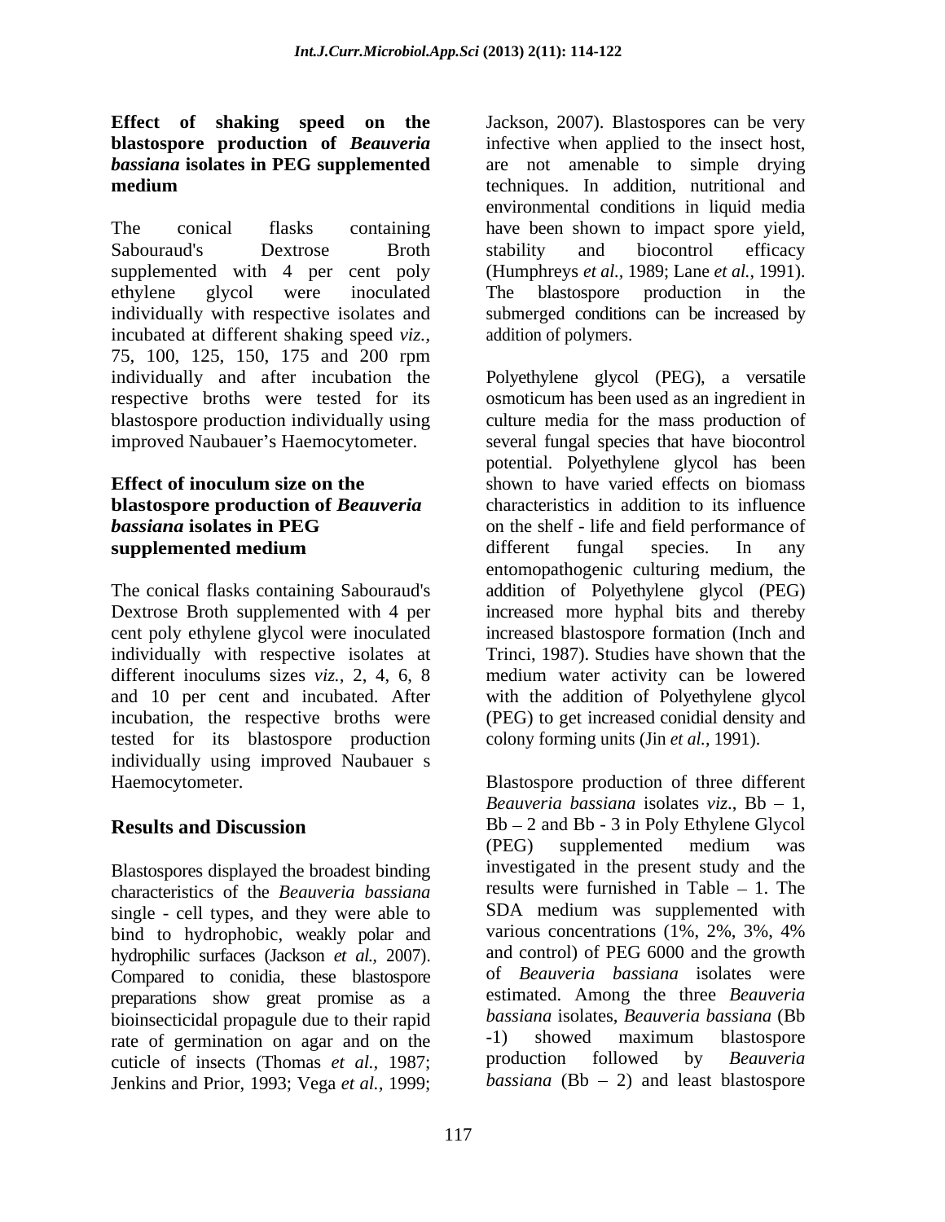**Effect of shaking speed on the blastospore production of *Beauveria bassiana* isolates in PEG supplemented medium**

The conical flasks containing Sabouraud's Dextrose Broth supplemented with 4 per cent poly ethylene glycol were inoculated individually with respective isolates and incubated at different shaking speed *viz.,* 75, 100, 125, 150, 175 and 200 rpm individually and after incubation the respective broths were tested for its blastospore production individually using improved Naubauer's Haemocytometer.

**Effect of inoculum size on the blastospore production of *Beauveria bassiana* isolates in PEG supplemented medium**

The conical flasks containing Sabouraud's Dextrose Broth supplemented with 4 per cent poly ethylene glycol were inoculated individually with respective isolates at different inoculums sizes *viz.,* 2, 4, 6, 8 and 10 per cent and incubated. After incubation, the respective broths were tested for its blastospore production individually using improved Naubauer s Haemocytometer.

## Results and Discussion

Blastospores displayed the broadest binding characteristics of the *Beauveria bassiana* single - cell types, and they were able to bind to hydrophobic, weakly polar and hydrophilic surfaces (Jackson *et al.,* 2007). Compared to conidia, these blastospore preparations show great promise as a bioinsecticidal propagule due to their rapid rate of germination on agar and on the cuticle of insects (Thomas *et al.,* 1987; Jenkins and Prior, 1993; Vega *et al.,* 1999; Jackson, 2007). Blastospores can be very infective when applied to the insect host, are not amenable to simple drying techniques. In addition, nutritional and environmental conditions in liquid media have been shown to impact spore yield, stability and biocontrol efficacy (Humphreys *et al.,* 1989; Lane *et al.,* 1991). The blastospore production in the submerged conditions can be increased by addition of polymers.

Polyethylene glycol (PEG), a versatile osmoticum has been used as an ingredient in culture media for the mass production of several fungal species that have biocontrol potential. Polyethylene glycol has been shown to have varied effects on biomass characteristics in addition to its influence on the shelf - life and field performance of different fungal species. In any entomopathogenic culturing medium, the addition of Polyethylene glycol (PEG) increased more hyphal bits and thereby increased blastospore formation (Inch and Trinci, 1987). Studies have shown that the medium water activity can be lowered with the addition of Polyethylene glycol (PEG) to get increased conidial density and colony forming units (Jin *et al.,* 1991).

Blastospore production of three different *Beauveria bassiana* isolates *viz*., Bb – 1, Bb – 2 and Bb - 3 in Poly Ethylene Glycol (PEG) supplemented medium was investigated in the present study and the results were furnished in Table – 1. The SDA medium was supplemented with various concentrations (1%, 2%, 3%, 4% and control) of PEG 6000 and the growth of *Beauveria bassiana* isolates were estimated. Among the three *Beauveria bassiana* isolates, *Beauveria bassiana* (Bb -1) showed maximum blastospore production followed by *Beauveria bassiana* (Bb – 2) and least blastospore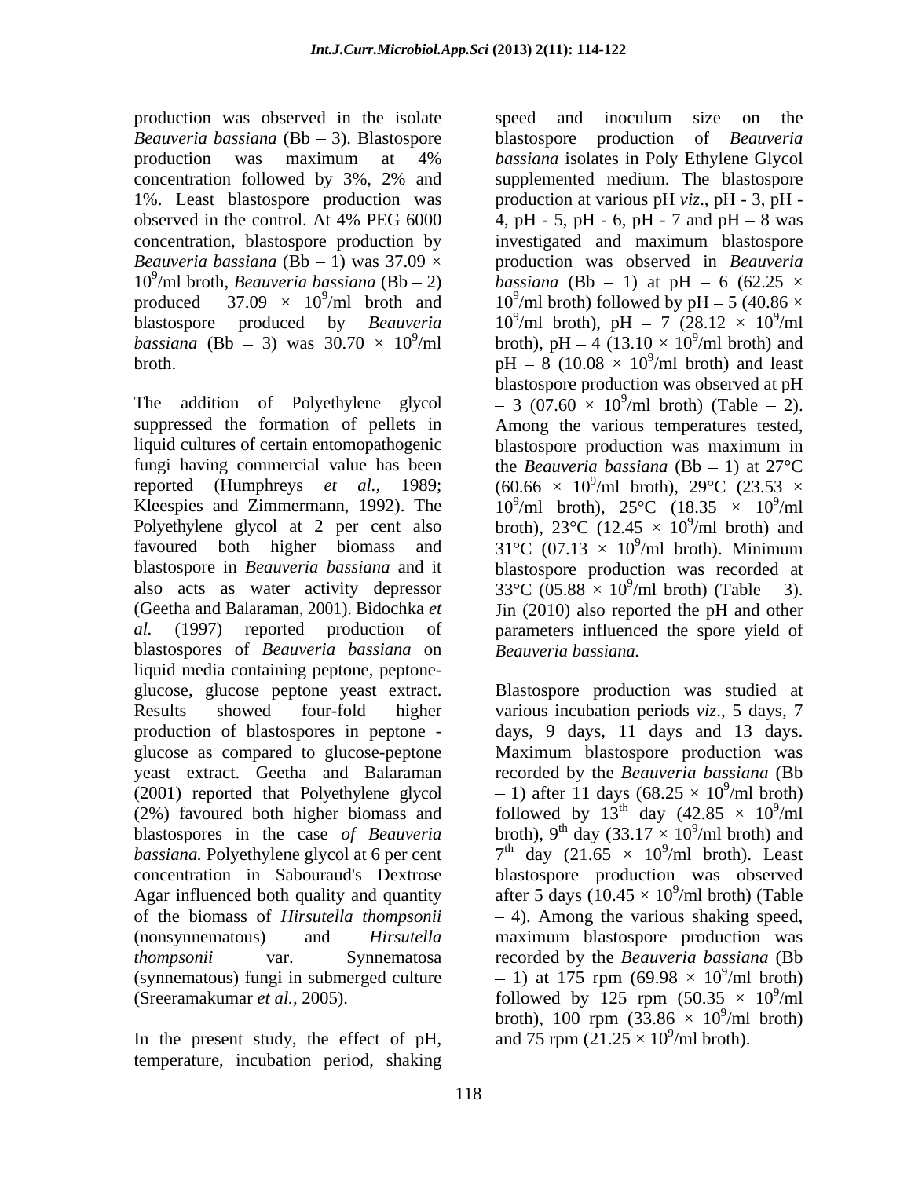production was observed in the isolate *Beauveria bassiana* (Bb – 3). Blastospore production was maximum at 4% concentration followed by 3%, 2% and 1%. Least blastospore production was observed in the control. At 4% PEG 6000 concentration, blastospore production by *Beauveria bassiana* (Bb – 1) was 37.09 × $10^9$/ml broth, *Beauveria bassiana* (Bb – 2) produced 37.09 × $10^9$/ml broth and blastospore produced by *Beauveria bassiana* (Bb – 3) was 30.70 × $10^9$/ml broth.

The addition of Polyethylene glycol suppressed the formation of pellets in liquid cultures of certain entomopathogenic fungi having commercial value has been reported (Humphreys *et al.*, 1989; Kleespies and Zimmermann, 1992). The Polyethylene glycol at 2 per cent also favoured both higher biomass and blastospore in *Beauveria bassiana* and it also acts as water activity depressor (Geetha and Balaraman, 2001). Bidochka *et al.* (1997) reported production of blastospores of *Beauveria bassiana* on liquid media containing peptone, peptone-glucose, glucose peptone yeast extract. Results showed four-fold higher production of blastospores in peptone - glucose as compared to glucose-peptone yeast extract. Geetha and Balaraman (2001) reported that Polyethylene glycol (2%) favoured both higher biomass and blastospores in the case *of Beauveria bassiana.* Polyethylene glycol at 6 per cent concentration in Sabouraud's Dextrose Agar influenced both quality and quantity of the biomass of *Hirsutella thompsonii* (nonsynnematous) and *Hirsutella thompsonii* var. Synnematosa (synnematous) fungi in submerged culture (Sreeramakumar *et al.*, 2005).

In the present study, the effect of pH, temperature, incubation period, shaking speed and inoculum size on the blastospore production of *Beauveria bassiana* isolates in Poly Ethylene Glycol supplemented medium. The blastospore production at various pH *viz*., pH - 3, pH - 4, pH - 5, pH - 6, pH - 7 and pH – 8 was investigated and maximum blastospore production was observed in *Beauveria bassiana* (Bb – 1) at pH – 6 (62.25 × $10^9$/ml broth) followed by pH – 5 (40.86 × $10^9$/ml broth), pH – 7 (28.12 × $10^9$/ml broth), pH – 4 (13.10 × $10^9$/ml broth) and pH – 8 (10.08 × $10^9$/ml broth) and least blastospore production was observed at pH – 3 (07.60 × $10^9$/ml broth) (Table – 2). Among the various temperatures tested, blastospore production was maximum in the *Beauveria bassiana* (Bb – 1) at 27°C (60.66 × $10^9$/ml broth), 29°C (23.53 × $10^9$/ml broth), 25°C (18.35 × $10^9$/ml broth), 23°C (12.45 × $10^9$/ml broth) and 31°C (07.13 × $10^9$/ml broth). Minimum blastospore production was recorded at 33°C (05.88 × $10^9$/ml broth) (Table – 3). Jin (2010) also reported the pH and other parameters influenced the spore yield of *Beauveria bassiana.*

Blastospore production was studied at various incubation periods *viz*., 5 days, 7 days, 9 days, 11 days and 13 days. Maximum blastospore production was recorded by the *Beauveria bassiana* (Bb – 1) after 11 days (68.25 × $10^9$/ml broth) followed by $13^{th}$ day (42.85 × $10^9$/ml broth), $9^{th}$ day (33.17 × $10^9$/ml broth) and $7^{th}$ day (21.65 × $10^9$/ml broth). Least blastospore production was observed after 5 days (10.45 × $10^9$/ml broth) (Table – 4). Among the various shaking speed, maximum blastospore production was recorded by the *Beauveria bassiana* (Bb – 1) at 175 rpm (69.98 × $10^9$/ml broth) followed by 125 rpm (50.35 × $10^9$/ml broth), 100 rpm (33.86 × $10^9$/ml broth) and 75 rpm (21.25 × $10^9$/ml broth).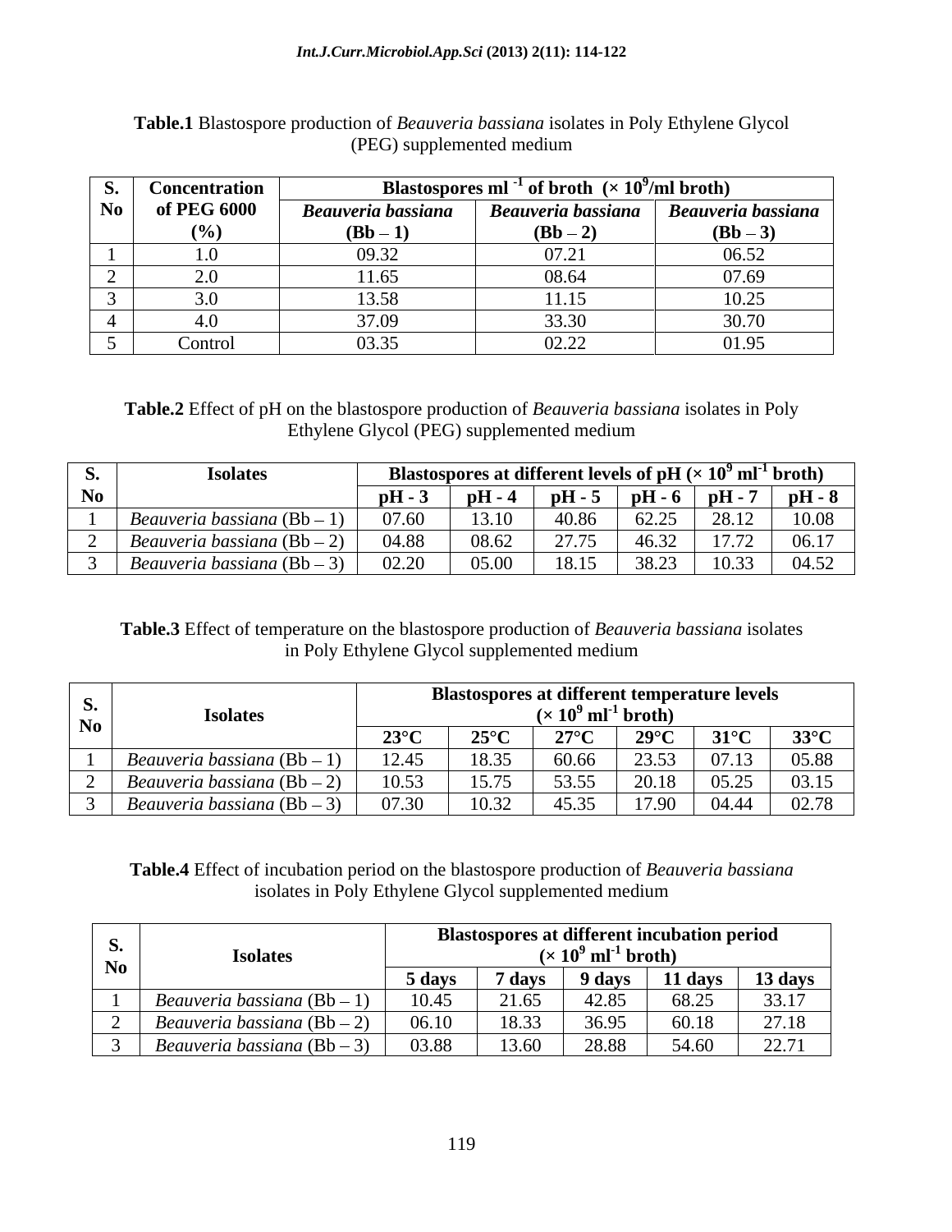**Table.1** Blastospore production of *Beauveria bassiana* isolates in Poly Ethylene Glycol (PEG) supplemented medium

| S. No | Concentration of PEG 6000 (%) | Blastospores ml $^{-1}$ of broth ($\times 10^9$/ml broth) | | |
|---|---|---|---|---|
| | | *Beauveria bassiana* (Bb – 1) | *Beauveria bassiana* (Bb – 2) | *Beauveria bassiana* (Bb – 3) |
| 1 | 1.0 | 09.32 | 07.21 | 06.52 |
| 2 | 2.0 | 11.65 | 08.64 | 07.69 |
| 3 | 3.0 | 13.58 | 11.15 | 10.25 |
| 4 | 4.0 | 37.09 | 33.30 | 30.70 |
| 5 | Control | 03.35 | 02.22 | 01.95 |

**Table.2** Effect of pH on the blastospore production of *Beauveria bassiana* isolates in Poly Ethylene Glycol (PEG) supplemented medium

| S. No | Isolates | Blastospores at different levels of pH ($\times 10^9$ ml$^{-1}$ broth) | | | | | |
|---|---|---|---|---|---|---|---|
| | | pH - 3 | pH - 4 | pH - 5 | pH - 6 | pH - 7 | pH - 8 |
| 1 | *Beauveria bassiana* (Bb – 1) | 07.60 | 13.10 | 40.86 | 62.25 | 28.12 | 10.08 |
| 2 | *Beauveria bassiana* (Bb – 2) | 04.88 | 08.62 | 27.75 | 46.32 | 17.72 | 06.17 |
| 3 | *Beauveria bassiana* (Bb – 3) | 02.20 | 05.00 | 18.15 | 38.23 | 10.33 | 04.52 |

**Table.3** Effect of temperature on the blastospore production of *Beauveria bassiana* isolates in Poly Ethylene Glycol supplemented medium

| S. No | Isolates | Blastospores at different temperature levels ($\times 10^9$ ml$^{-1}$ broth) | | | | | |
|---|---|---|---|---|---|---|---|
| | | 23°C | 25°C | 27°C | 29°C | 31°C | 33°C |
| 1 | *Beauveria bassiana* (Bb – 1) | 12.45 | 18.35 | 60.66 | 23.53 | 07.13 | 05.88 |
| 2 | *Beauveria bassiana* (Bb – 2) | 10.53 | 15.75 | 53.55 | 20.18 | 05.25 | 03.15 |
| 3 | *Beauveria bassiana* (Bb – 3) | 07.30 | 10.32 | 45.35 | 17.90 | 04.44 | 02.78 |

**Table.4** Effect of incubation period on the blastospore production of *Beauveria bassiana* isolates in Poly Ethylene Glycol supplemented medium

| S. No | Isolates | Blastospores at different incubation period ($\times 10^9$ ml$^{-1}$ broth) | | | | |
|---|---|---|---|---|---|---|
| | | 5 days | 7 days | 9 days | 11 days | 13 days |
| 1 | *Beauveria bassiana* (Bb – 1) | 10.45 | 21.65 | 42.85 | 68.25 | 33.17 |
| 2 | *Beauveria bassiana* (Bb – 2) | 06.10 | 18.33 | 36.95 | 60.18 | 27.18 |
| 3 | *Beauveria bassiana* (Bb – 3) | 03.88 | 13.60 | 28.88 | 54.60 | 22.71 |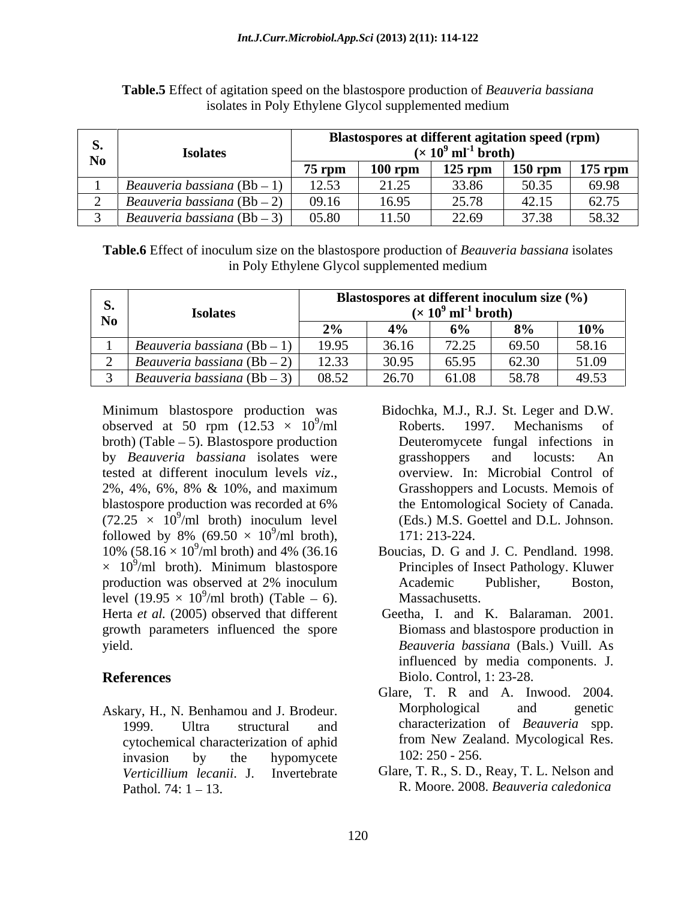**Table.5** Effect of agitation speed on the blastospore production of *Beauveria bassiana* isolates in Poly Ethylene Glycol supplemented medium

| S. No | Isolates | Blastospores at different agitation speed (rpm) ($\times 10^9$ ml$^{-1}$ broth) | | | | |
|---|---|---|---|---|---|---|
| | | 75 rpm | 100 rpm | 125 rpm | 150 rpm | 175 rpm |
| 1 | *Beauveria bassiana* (Bb – 1) | 12.53 | 21.25 | 33.86 | 50.35 | 69.98 |
| 2 | *Beauveria bassiana* (Bb – 2) | 09.16 | 16.95 | 25.78 | 42.15 | 62.75 |
| 3 | *Beauveria bassiana* (Bb – 3) | 05.80 | 11.50 | 22.69 | 37.38 | 58.32 |

**Table.6** Effect of inoculum size on the blastospore production of *Beauveria bassiana* isolates in Poly Ethylene Glycol supplemented medium

| S. No | Isolates | Blastospores at different inoculum size (%) ($\times 10^9$ ml$^{-1}$ broth) | | | | |
|---|---|---|---|---|---|---|
| | | 2% | 4% | 6% | 8% | 10% |
| 1 | *Beauveria bassiana* (Bb – 1) | 19.95 | 36.16 | 72.25 | 69.50 | 58.16 |
| 2 | *Beauveria bassiana* (Bb – 2) | 12.33 | 30.95 | 65.95 | 62.30 | 51.09 |
| 3 | *Beauveria bassiana* (Bb – 3) | 08.52 | 26.70 | 61.08 | 58.78 | 49.53 |

Minimum blastospore production was observed at 50 rpm ($12.53 \times 10^9$/ml broth) (Table – 5). Blastospore production by *Beauveria bassiana* isolates were tested at different inoculum levels *viz*., 2%, 4%, 6%, 8% & 10%, and maximum blastospore production was recorded at 6% ($72.25 \times 10^9$/ml broth) inoculum level followed by 8% ($69.50 \times 10^9$/ml broth), 10% ($58.16 \times 10^9$/ml broth) and 4% ($36.16 \times 10^9$/ml broth). Minimum blastospore production was observed at 2% inoculum level ($19.95 \times 10^9$/ml broth) (Table – 6). Herta *et al.* (2005) observed that different growth parameters influenced the spore yield.

## References

Askary, H., N. Benhamou and J. Brodeur. 1999. Ultra structural and cytochemical characterization of aphid invasion by the hypomycete *Verticillium lecanii*. J. Invertebrate Pathol. 74: 1 – 13.

Bidochka, M.J., R.J. St. Leger and D.W. Roberts. 1997. Mechanisms of Deuteromycete fungal infections in grasshoppers and locusts: An overview. In: Microbial Control of Grasshoppers and Locusts. Memois of the Entomological Society of Canada. (Eds.) M.S. Goettel and D.L. Johnson. 171: 213-224.

Boucias, D. G and J. C. Pendland. 1998. Principles of Insect Pathology. Kluwer Academic Publisher, Boston, Massachusetts.

Geetha, I. and K. Balaraman. 2001. Biomass and blastospore production in *Beauveria bassiana* (Bals.) Vuill. As influenced by media components. J. Biolo. Control, 1: 23-28.

Glare, T. R and A. Inwood. 2004. Morphological and genetic characterization of *Beauveria* spp. from New Zealand. Mycological Res. 102: 250 - 256.

Glare, T. R., S. D., Reay, T. L. Nelson and R. Moore. 2008. *Beauveria caledonica*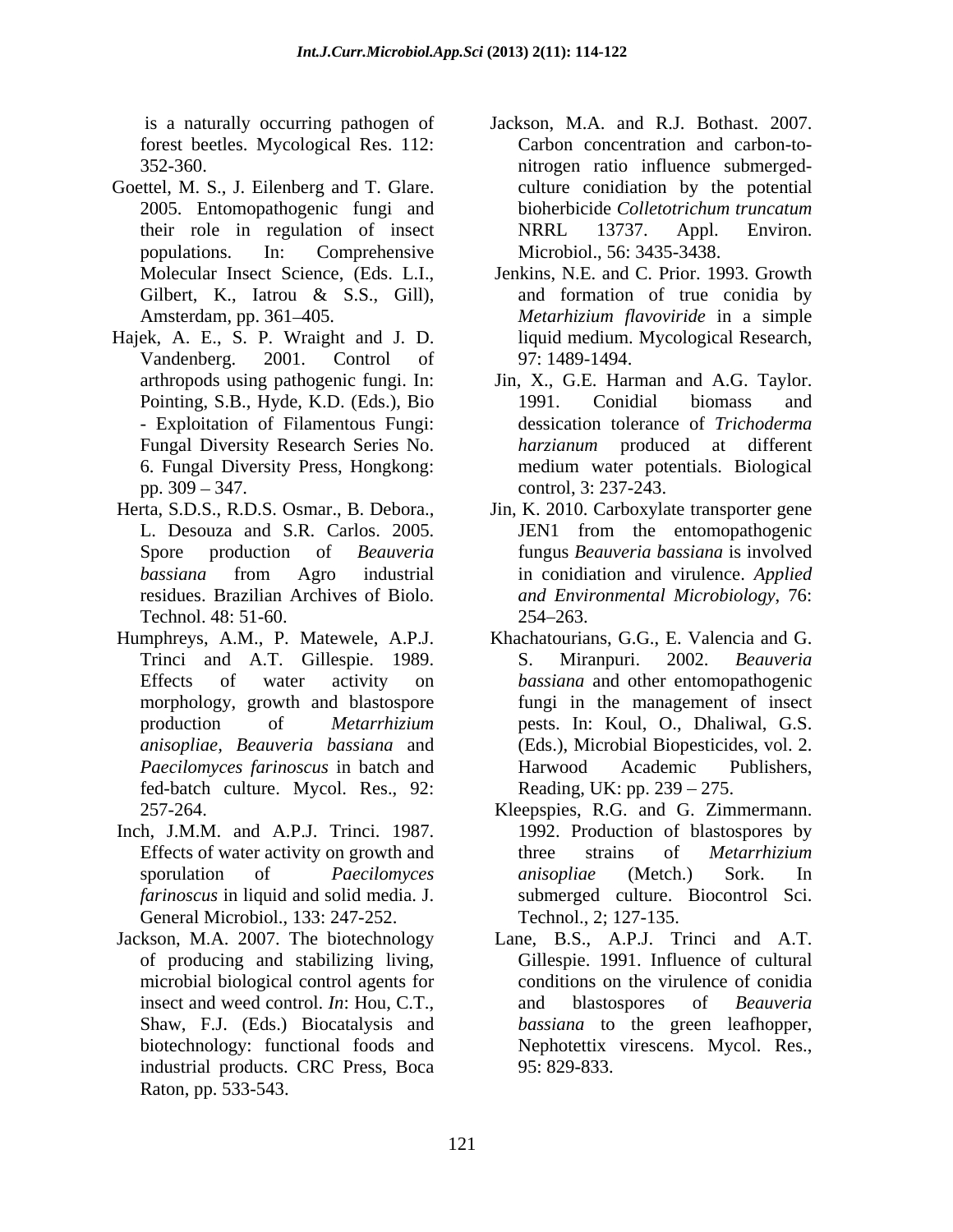is a naturally occurring pathogen of forest beetles. Mycological Res. 112: 352-360.

Goettel, M. S., J. Eilenberg and T. Glare. 2005. Entomopathogenic fungi and their role in regulation of insect populations. In: Comprehensive Molecular Insect Science, (Eds. L.I., Gilbert, K., Iatrou & S.S., Gill), Amsterdam, pp. 361–405.

Hajek, A. E., S. P. Wraight and J. D. Vandenberg. 2001. Control of arthropods using pathogenic fungi. In: Pointing, S.B., Hyde, K.D. (Eds.), Bio - Exploitation of Filamentous Fungi: Fungal Diversity Research Series No. 6. Fungal Diversity Press, Hongkong: pp. 309 – 347.

Herta, S.D.S., R.D.S. Osmar., B. Debora., L. Desouza and S.R. Carlos. 2005. Spore production of *Beauveria bassiana* from Agro industrial residues. Brazilian Archives of Biolo. Technol. 48: 51-60.

Humphreys, A.M., P. Matewele, A.P.J. Trinci and A.T. Gillespie. 1989. Effects of water activity on morphology, growth and blastospore production of *Metarrhizium anisopliae, Beauveria bassiana* and *Paecilomyces farinoscus* in batch and fed-batch culture. Mycol. Res., 92: 257-264.

Inch, J.M.M. and A.P.J. Trinci. 1987. Effects of water activity on growth and sporulation of *Paecilomyces farinoscus* in liquid and solid media. J. General Microbiol., 133: 247-252.

Jackson, M.A. 2007. The biotechnology of producing and stabilizing living, microbial biological control agents for insect and weed control. *In*: Hou, C.T., Shaw, F.J. (Eds.) Biocatalysis and biotechnology: functional foods and industrial products. CRC Press, Boca Raton, pp. 533-543.

Jackson, M.A. and R.J. Bothast. 2007. Carbon concentration and carbon-to-nitrogen ratio influence submerged-culture conidiation by the potential bioherbicide *Colletotrichum truncatum* NRRL 13737. Appl. Environ. Microbiol., 56: 3435-3438.

Jenkins, N.E. and C. Prior. 1993. Growth and formation of true conidia by *Metarhizium flavoviride* in a simple liquid medium. Mycological Research, 97: 1489-1494.

Jin, X., G.E. Harman and A.G. Taylor. 1991. Conidial biomass and dessication tolerance of *Trichoderma harzianum* produced at different medium water potentials. Biological control, 3: 237-243.

Jin, K. 2010. Carboxylate transporter gene JEN1 from the entomopathogenic fungus *Beauveria bassiana* is involved in conidiation and virulence. *Applied and Environmental Microbiology*, 76: 254–263.

Khachatourians, G.G., E. Valencia and G. S. Miranpuri. 2002. *Beauveria bassiana* and other entomopathogenic fungi in the management of insect pests. In: Koul, O., Dhaliwal, G.S. (Eds.), Microbial Biopesticides, vol. 2. Harwood Academic Publishers, Reading, UK: pp. 239 – 275.

Kleepspies, R.G. and G. Zimmermann. 1992. Production of blastospores by three strains of *Metarrhizium anisopliae* (Metch.) Sork. In submerged culture. Biocontrol Sci. Technol., 2; 127-135.

Lane, B.S., A.P.J. Trinci and A.T. Gillespie. 1991. Influence of cultural conditions on the virulence of conidia and blastospores of *Beauveria bassiana* to the green leafhopper, Nephotettix virescens. Mycol. Res., 95: 829-833.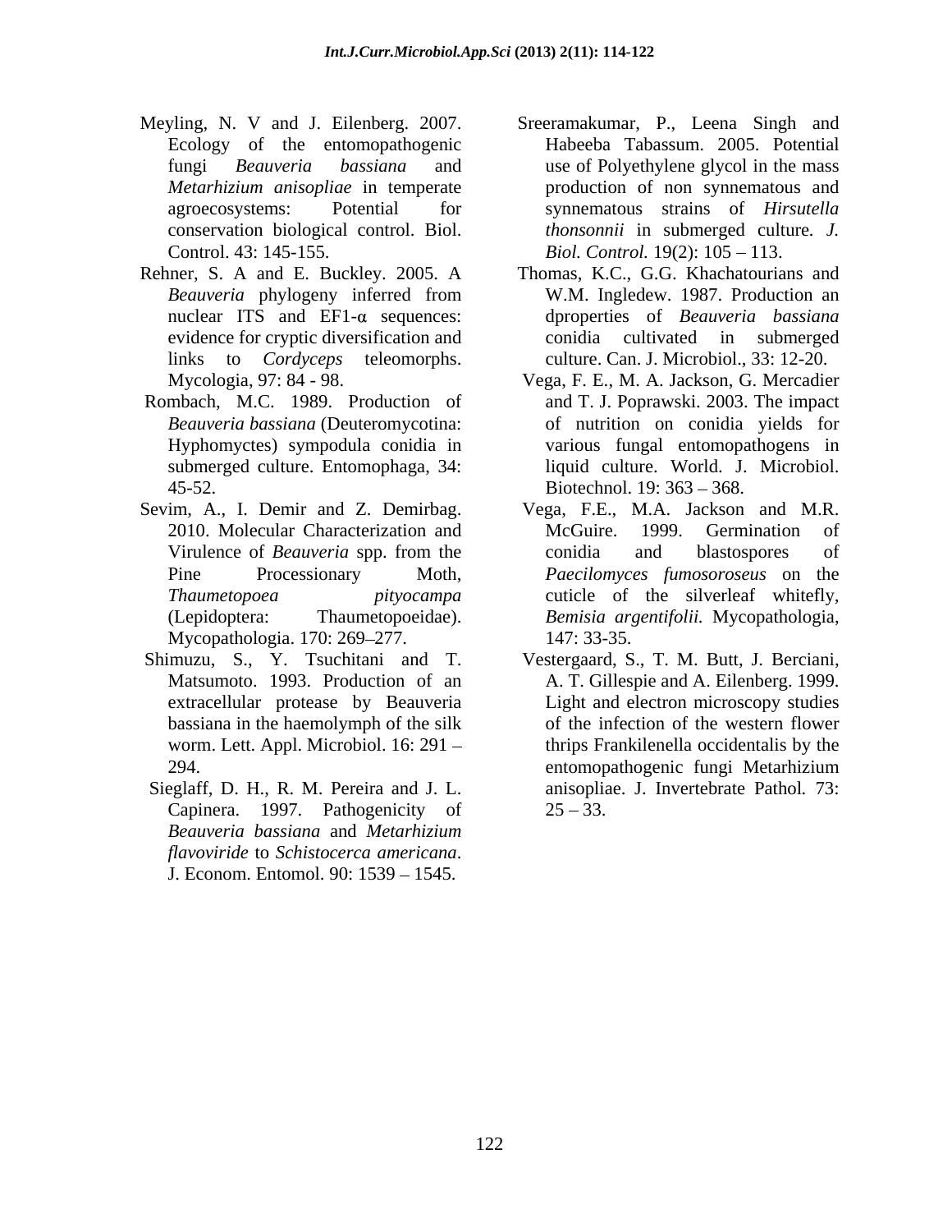Meyling, N. V and J. Eilenberg. 2007. Ecology of the entomopathogenic fungi *Beauveria bassiana* and *Metarhizium anisopliae* in temperate agroecosystems: Potential for conservation biological control. Biol. Control. 43: 145-155.

Rehner, S. A and E. Buckley. 2005. A *Beauveria* phylogeny inferred from nuclear ITS and EF1-α sequences: evidence for cryptic diversification and links to *Cordyceps* teleomorphs. Mycologia, 97: 84 - 98.

Rombach, M.C. 1989. Production of *Beauveria bassiana* (Deuteromycotina: Hyphomyctes) sympodula conidia in submerged culture. Entomophaga, 34: 45-52.

Sevim, A., I. Demir and Z. Demirbag. 2010. Molecular Characterization and Virulence of *Beauveria* spp. from the Pine Processionary Moth, *Thaumetopoea pityocampa* (Lepidoptera: Thaumetopoeidae). Mycopathologia. 170: 269–277.

Shimuzu, S., Y. Tsuchitani and T. Matsumoto. 1993. Production of an extracellular protease by Beauveria bassiana in the haemolymph of the silk worm. Lett. Appl. Microbiol. 16: 291 – 294.

Sieglaff, D. H., R. M. Pereira and J. L. Capinera. 1997. Pathogenicity of *Beauveria bassiana* and *Metarhizium flavoviride* to *Schistocerca americana*. J. Econom. Entomol. 90: 1539 – 1545.

Sreeramakumar, P., Leena Singh and Habeeba Tabassum. 2005. Potential use of Polyethylene glycol in the mass production of non synnematous and synnematous strains of *Hirsutella thonsonnii* in submerged culture. *J. Biol. Control.* 19(2): 105 – 113.

Thomas, K.C., G.G. Khachatourians and W.M. Ingledew. 1987. Production an dproperties of *Beauveria bassiana* conidia cultivated in submerged culture. Can. J. Microbiol., 33: 12-20.

Vega, F. E., M. A. Jackson, G. Mercadier and T. J. Poprawski. 2003. The impact of nutrition on conidia yields for various fungal entomopathogens in liquid culture. World. J. Microbiol. Biotechnol. 19: 363 – 368.

Vega, F.E., M.A. Jackson and M.R. McGuire. 1999. Germination of conidia and blastospores of *Paecilomyces fumosoroseus* on the cuticle of the silverleaf whitefly, *Bemisia argentifolii.* Mycopathologia, 147: 33-35.

Vestergaard, S., T. M. Butt, J. Berciani, A. T. Gillespie and A. Eilenberg. 1999. Light and electron microscopy studies of the infection of the western flower thrips Frankilenella occidentalis by the entomopathogenic fungi Metarhizium anisopliae. J. Invertebrate Pathol. 73: 25 – 33.